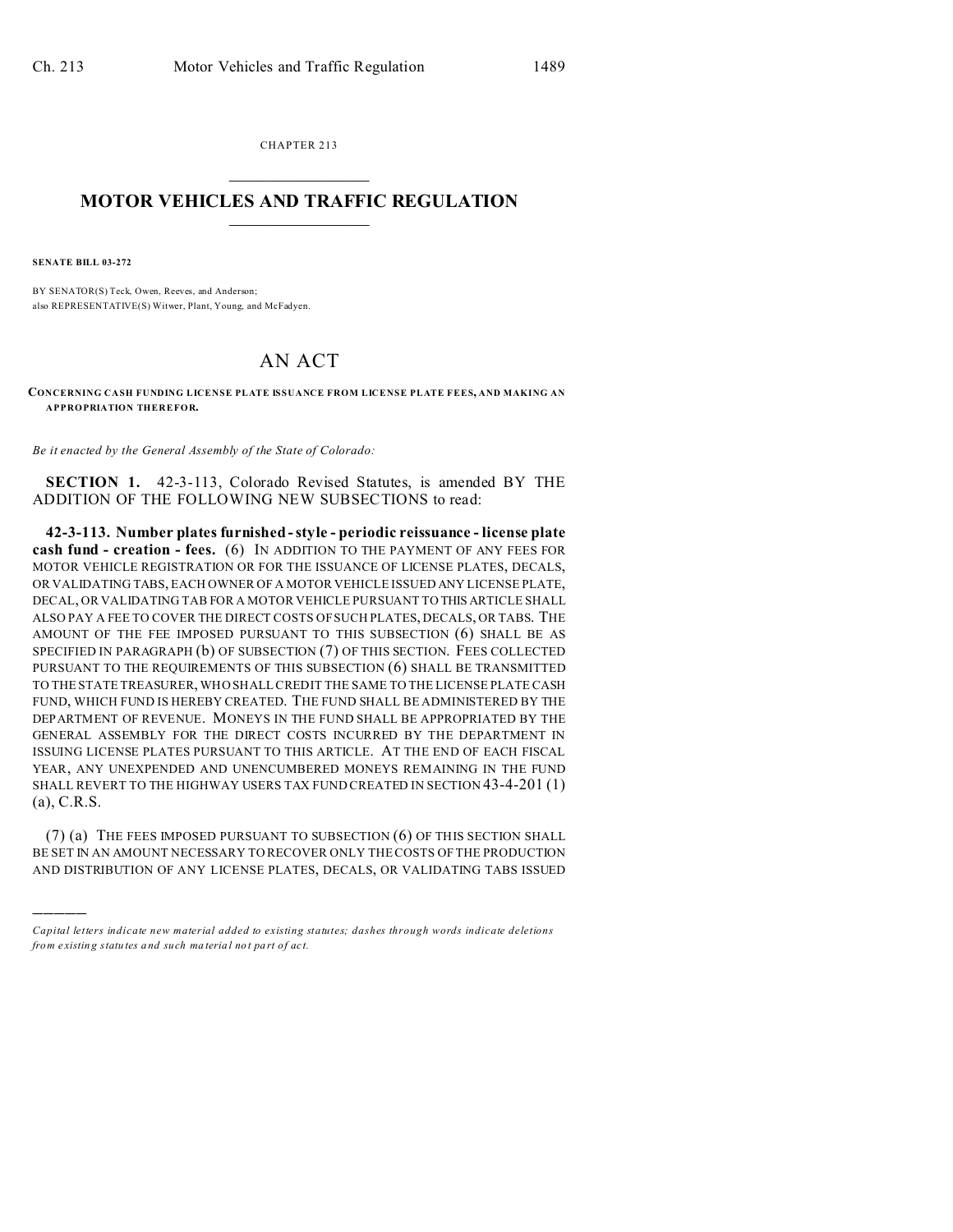CHAPTER 213

# MOTOR VEHICLES AND TRAFFIC REGULATION

**SENATE BILL 03-272**

BY SENATOR(S) Teck, Owen, Reeves, and Anderson;
also REPRESENTATIVE(S) Witwer, Plant, Young, and McFadyen.

## AN ACT

**CONCERNING CASH FUNDING LICENSE PLATE ISSUANCE FROM LICENSE PLATE FEES, AND MAKING AN APPROPRIATION THEREFOR.**

*Be it enacted by the General Assembly of the State of Colorado:*

**SECTION 1.** 42-3-113, Colorado Revised Statutes, is amended BY THE ADDITION OF THE FOLLOWING NEW SUBSECTIONS to read:

**42-3-113. Number plates furnished - style - periodic reissuance - license plate cash fund - creation - fees.** (6) IN ADDITION TO THE PAYMENT OF ANY FEES FOR MOTOR VEHICLE REGISTRATION OR FOR THE ISSUANCE OF LICENSE PLATES, DECALS, OR VALIDATING TABS, EACH OWNER OF A MOTOR VEHICLE ISSUED ANY LICENSE PLATE, DECAL, OR VALIDATING TAB FOR A MOTOR VEHICLE PURSUANT TO THIS ARTICLE SHALL ALSO PAY A FEE TO COVER THE DIRECT COSTS OF SUCH PLATES, DECALS, OR TABS. THE AMOUNT OF THE FEE IMPOSED PURSUANT TO THIS SUBSECTION (6) SHALL BE AS SPECIFIED IN PARAGRAPH (b) OF SUBSECTION (7) OF THIS SECTION. FEES COLLECTED PURSUANT TO THE REQUIREMENTS OF THIS SUBSECTION (6) SHALL BE TRANSMITTED TO THE STATE TREASURER, WHO SHALL CREDIT THE SAME TO THE LICENSE PLATE CASH FUND, WHICH FUND IS HEREBY CREATED. THE FUND SHALL BE ADMINISTERED BY THE DEPARTMENT OF REVENUE. MONEYS IN THE FUND SHALL BE APPROPRIATED BY THE GENERAL ASSEMBLY FOR THE DIRECT COSTS INCURRED BY THE DEPARTMENT IN ISSUING LICENSE PLATES PURSUANT TO THIS ARTICLE. AT THE END OF EACH FISCAL YEAR, ANY UNEXPENDED AND UNENCUMBERED MONEYS REMAINING IN THE FUND SHALL REVERT TO THE HIGHWAY USERS TAX FUND CREATED IN SECTION 43-4-201 (1) (a), C.R.S.

(7) (a) THE FEES IMPOSED PURSUANT TO SUBSECTION (6) OF THIS SECTION SHALL BE SET IN AN AMOUNT NECESSARY TO RECOVER ONLY THE COSTS OF THE PRODUCTION AND DISTRIBUTION OF ANY LICENSE PLATES, DECALS, OR VALIDATING TABS ISSUED

---

*Capital letters indicate new material added to existing statutes; dashes through words indicate deletions from existing statutes and such material not part of act.*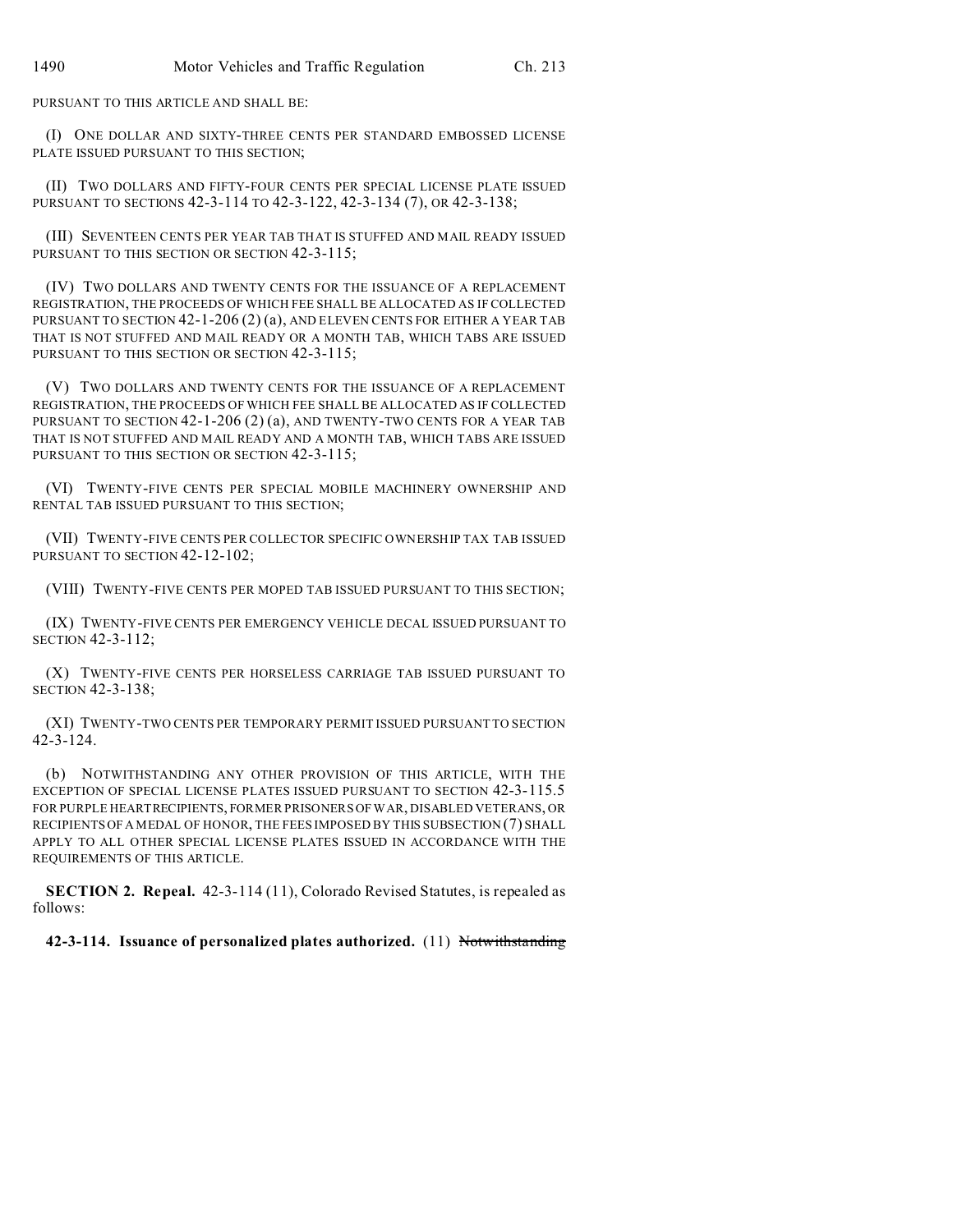PURSUANT TO THIS ARTICLE AND SHALL BE:

(I) ONE DOLLAR AND SIXTY-THREE CENTS PER STANDARD EMBOSSED LICENSE PLATE ISSUED PURSUANT TO THIS SECTION;

(II) TWO DOLLARS AND FIFTY-FOUR CENTS PER SPECIAL LICENSE PLATE ISSUED PURSUANT TO SECTIONS 42-3-114 TO 42-3-122, 42-3-134 (7), OR 42-3-138;

(III) SEVENTEEN CENTS PER YEAR TAB THAT IS STUFFED AND MAIL READY ISSUED PURSUANT TO THIS SECTION OR SECTION 42-3-115;

(IV) TWO DOLLARS AND TWENTY CENTS FOR THE ISSUANCE OF A REPLACEMENT REGISTRATION, THE PROCEEDS OF WHICH FEE SHALL BE ALLOCATED AS IF COLLECTED PURSUANT TO SECTION 42-1-206 (2) (a), AND ELEVEN CENTS FOR EITHER A YEAR TAB THAT IS NOT STUFFED AND MAIL READY OR A MONTH TAB, WHICH TABS ARE ISSUED PURSUANT TO THIS SECTION OR SECTION 42-3-115;

(V) TWO DOLLARS AND TWENTY CENTS FOR THE ISSUANCE OF A REPLACEMENT REGISTRATION, THE PROCEEDS OF WHICH FEE SHALL BE ALLOCATED AS IF COLLECTED PURSUANT TO SECTION 42-1-206 (2) (a), AND TWENTY-TWO CENTS FOR A YEAR TAB THAT IS NOT STUFFED AND MAIL READY AND A MONTH TAB, WHICH TABS ARE ISSUED PURSUANT TO THIS SECTION OR SECTION 42-3-115;

(VI) TWENTY-FIVE CENTS PER SPECIAL MOBILE MACHINERY OWNERSHIP AND RENTAL TAB ISSUED PURSUANT TO THIS SECTION;

(VII) TWENTY-FIVE CENTS PER COLLECTOR SPECIFIC OWNERSHIP TAX TAB ISSUED PURSUANT TO SECTION 42-12-102;

(VIII) TWENTY-FIVE CENTS PER MOPED TAB ISSUED PURSUANT TO THIS SECTION;

(IX) TWENTY-FIVE CENTS PER EMERGENCY VEHICLE DECAL ISSUED PURSUANT TO SECTION 42-3-112;

(X) TWENTY-FIVE CENTS PER HORSELESS CARRIAGE TAB ISSUED PURSUANT TO SECTION 42-3-138;

(XI) TWENTY-TWO CENTS PER TEMPORARY PERMIT ISSUED PURSUANT TO SECTION 42-3-124.

(b) NOTWITHSTANDING ANY OTHER PROVISION OF THIS ARTICLE, WITH THE EXCEPTION OF SPECIAL LICENSE PLATES ISSUED PURSUANT TO SECTION 42-3-115.5 FOR PURPLE HEART RECIPIENTS, FORMER PRISONERS OF WAR, DISABLED VETERANS, OR RECIPIENTS OF A MEDAL OF HONOR, THE FEES IMPOSED BY THIS SUBSECTION (7) SHALL APPLY TO ALL OTHER SPECIAL LICENSE PLATES ISSUED IN ACCORDANCE WITH THE REQUIREMENTS OF THIS ARTICLE.

**SECTION 2. Repeal.** 42-3-114 (11), Colorado Revised Statutes, is repealed as follows:

**42-3-114. Issuance of personalized plates authorized.** (11) ~~Notwithstanding~~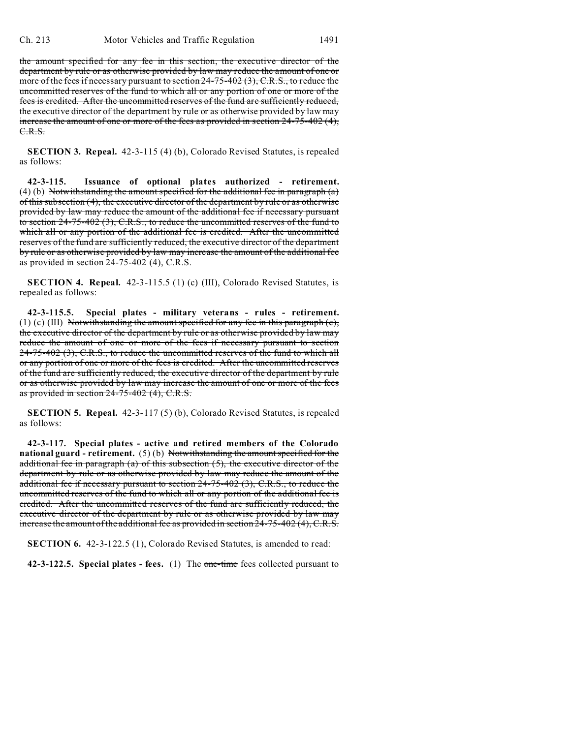the amount specified for any fee in this section, the executive director of the department by rule or as otherwise provided by law may reduce the amount of one or more of the fees if necessary pursuant to section 24-75-402 (3), C.R.S., to reduce the uncommitted reserves of the fund to which all or any portion of one or more of the fees is credited. After the uncommitted reserves of the fund are sufficiently reduced, the executive director of the department by rule or as otherwise provided by law may increase the amount of one or more of the fees as provided in section 24-75-402 (4), C.R.S.

**SECTION 3. Repeal.** 42-3-115 (4) (b), Colorado Revised Statutes, is repealed as follows:

**42-3-115. Issuance of optional plates authorized - retirement.** (4) (b) Notwithstanding the amount specified for the additional fee in paragraph (a) of this subsection (4), the executive director of the department by rule or as otherwise provided by law may reduce the amount of the additional fee if necessary pursuant to section 24-75-402 (3), C.R.S., to reduce the uncommitted reserves of the fund to which all or any portion of the additional fee is credited. After the uncommitted reserves of the fund are sufficiently reduced, the executive director of the department by rule or as otherwise provided by law may increase the amount of the additional fee as provided in section 24-75-402 (4), C.R.S.

**SECTION 4. Repeal.** 42-3-115.5 (1) (c) (III), Colorado Revised Statutes, is repealed as follows:

**42-3-115.5. Special plates - military veterans - rules - retirement.** (1) (c) (III) Notwithstanding the amount specified for any fee in this paragraph (c), the executive director of the department by rule or as otherwise provided by law may reduce the amount of one or more of the fees if necessary pursuant to section 24-75-402 (3), C.R.S., to reduce the uncommitted reserves of the fund to which all or any portion of one or more of the fees is credited. After the uncommitted reserves of the fund are sufficiently reduced, the executive director of the department by rule or as otherwise provided by law may increase the amount of one or more of the fees as provided in section 24-75-402 (4), C.R.S.

**SECTION 5. Repeal.** 42-3-117 (5) (b), Colorado Revised Statutes, is repealed as follows:

**42-3-117. Special plates - active and retired members of the Colorado national guard - retirement.** (5) (b) Notwithstanding the amount specified for the additional fee in paragraph (a) of this subsection (5), the executive director of the department by rule or as otherwise provided by law may reduce the amount of the additional fee if necessary pursuant to section 24-75-402 (3), C.R.S., to reduce the uncommitted reserves of the fund to which all or any portion of the additional fee is credited. After the uncommitted reserves of the fund are sufficiently reduced, the executive director of the department by rule or as otherwise provided by law may increase the amount of the additional fee as provided in section 24-75-402 (4), C.R.S.

**SECTION 6.** 42-3-122.5 (1), Colorado Revised Statutes, is amended to read:

**42-3-122.5. Special plates - fees.** (1) The one-time fees collected pursuant to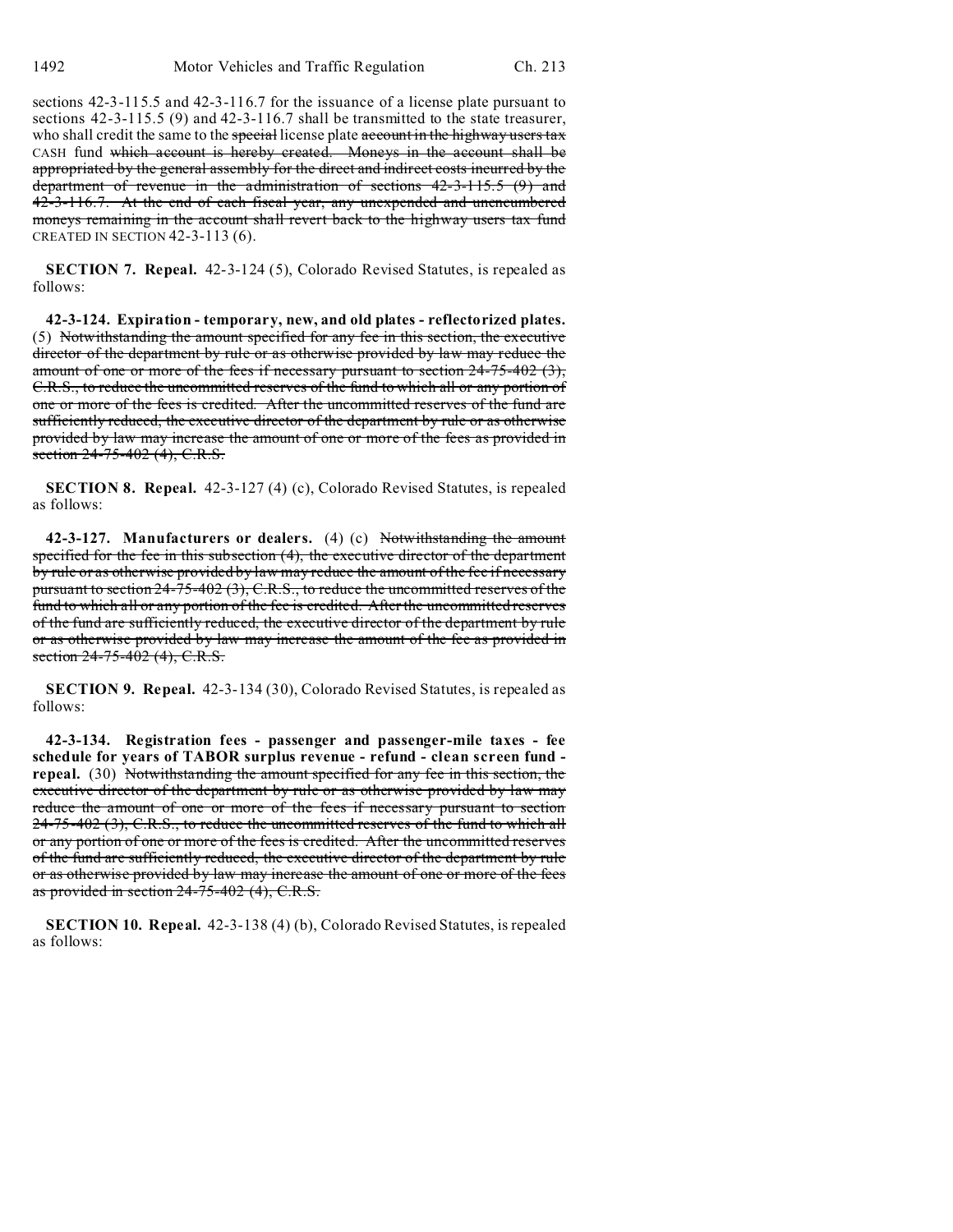sections 42-3-115.5 and 42-3-116.7 for the issuance of a license plate pursuant to sections 42-3-115.5 (9) and 42-3-116.7 shall be transmitted to the state treasurer, who shall credit the same to the ~~special~~ license plate ~~account in the highway users tax~~ CASH fund ~~which account is hereby created. Moneys in the account shall be appropriated by the general assembly for the direct and indirect costs incurred by the department of revenue in the administration of sections 42-3-115.5 (9) and 42-3-116.7. At the end of each fiscal year, any unexpended and unencumbered moneys remaining in the account shall revert back to the highway users tax fund~~ CREATED IN SECTION 42-3-113 (6).

**SECTION 7. Repeal.** 42-3-124 (5), Colorado Revised Statutes, is repealed as follows:

**42-3-124. Expiration - temporary, new, and old plates - reflectorized plates.** (5) ~~Notwithstanding the amount specified for any fee in this section, the executive director of the department by rule or as otherwise provided by law may reduce the amount of one or more of the fees if necessary pursuant to section 24-75-402 (3), C.R.S., to reduce the uncommitted reserves of the fund to which all or any portion of one or more of the fees is credited. After the uncommitted reserves of the fund are sufficiently reduced, the executive director of the department by rule or as otherwise provided by law may increase the amount of one or more of the fees as provided in section 24-75-402 (4), C.R.S.~~

**SECTION 8. Repeal.** 42-3-127 (4) (c), Colorado Revised Statutes, is repealed as follows:

**42-3-127. Manufacturers or dealers.** (4) (c) ~~Notwithstanding the amount specified for the fee in this subsection (4), the executive director of the department by rule or as otherwise provided by law may reduce the amount of the fee if necessary pursuant to section 24-75-402 (3), C.R.S., to reduce the uncommitted reserves of the fund to which all or any portion of the fee is credited. After the uncommitted reserves of the fund are sufficiently reduced, the executive director of the department by rule or as otherwise provided by law may increase the amount of the fee as provided in section 24-75-402 (4), C.R.S.~~

**SECTION 9. Repeal.** 42-3-134 (30), Colorado Revised Statutes, is repealed as follows:

**42-3-134. Registration fees - passenger and passenger-mile taxes - fee schedule for years of TABOR surplus revenue - refund - clean screen fund - repeal.** (30) ~~Notwithstanding the amount specified for any fee in this section, the executive director of the department by rule or as otherwise provided by law may reduce the amount of one or more of the fees if necessary pursuant to section 24-75-402 (3), C.R.S., to reduce the uncommitted reserves of the fund to which all or any portion of one or more of the fees is credited. After the uncommitted reserves of the fund are sufficiently reduced, the executive director of the department by rule or as otherwise provided by law may increase the amount of one or more of the fees as provided in section 24-75-402 (4), C.R.S.~~

**SECTION 10. Repeal.** 42-3-138 (4) (b), Colorado Revised Statutes, is repealed as follows: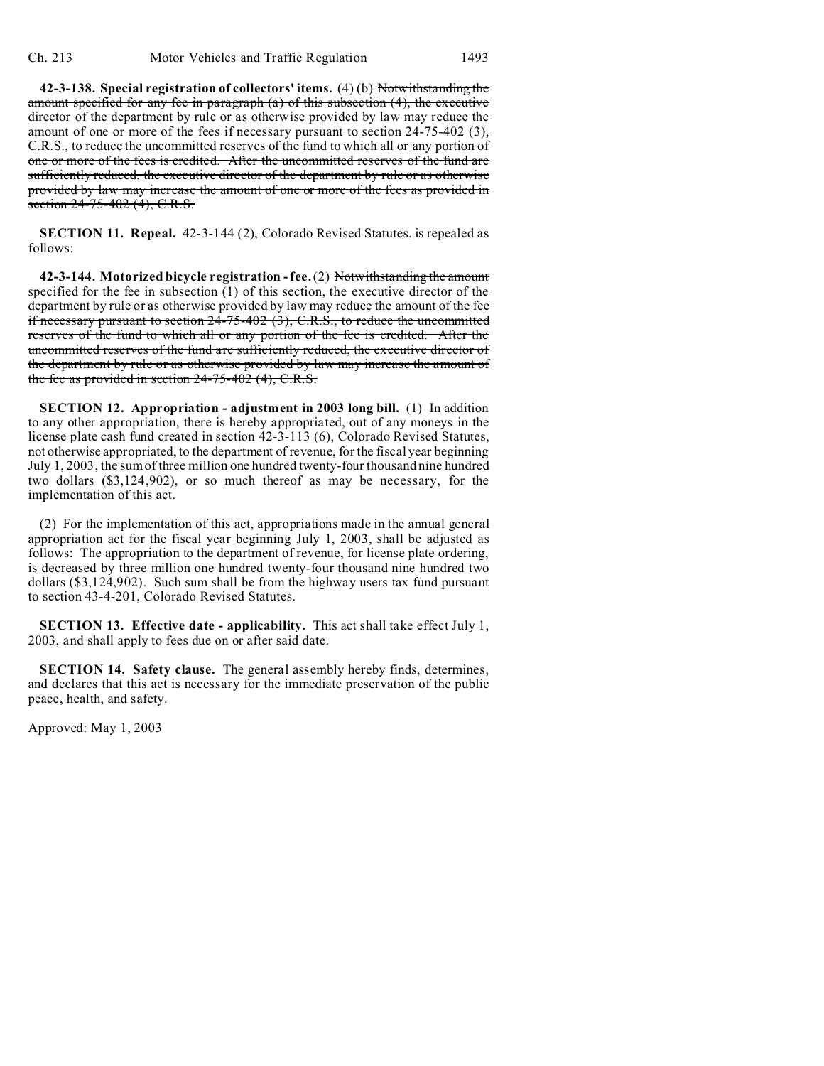**42-3-138. Special registration of collectors' items.** (4) (b) ~~Notwithstanding the amount specified for any fee in paragraph (a) of this subsection (4), the executive director of the department by rule or as otherwise provided by law may reduce the amount of one or more of the fees if necessary pursuant to section 24-75-402 (3), C.R.S., to reduce the uncommitted reserves of the fund to which all or any portion of one or more of the fees is credited. After the uncommitted reserves of the fund are sufficiently reduced, the executive director of the department by rule or as otherwise provided by law may increase the amount of one or more of the fees as provided in section 24-75-402 (4), C.R.S.~~

**SECTION 11. Repeal.** 42-3-144 (2), Colorado Revised Statutes, is repealed as follows:

**42-3-144. Motorized bicycle registration - fee.** (2) ~~Notwithstanding the amount specified for the fee in subsection (1) of this section, the executive director of the department by rule or as otherwise provided by law may reduce the amount of the fee if necessary pursuant to section 24-75-402 (3), C.R.S., to reduce the uncommitted reserves of the fund to which all or any portion of the fee is credited. After the uncommitted reserves of the fund are sufficiently reduced, the executive director of the department by rule or as otherwise provided by law may increase the amount of the fee as provided in section 24-75-402 (4), C.R.S.~~

**SECTION 12. Appropriation - adjustment in 2003 long bill.** (1) In addition to any other appropriation, there is hereby appropriated, out of any moneys in the license plate cash fund created in section 42-3-113 (6), Colorado Revised Statutes, not otherwise appropriated, to the department of revenue, for the fiscal year beginning July 1, 2003, the sum of three million one hundred twenty-four thousand nine hundred two dollars ($3,124,902), or so much thereof as may be necessary, for the implementation of this act.

(2) For the implementation of this act, appropriations made in the annual general appropriation act for the fiscal year beginning July 1, 2003, shall be adjusted as follows: The appropriation to the department of revenue, for license plate ordering, is decreased by three million one hundred twenty-four thousand nine hundred two dollars ($3,124,902). Such sum shall be from the highway users tax fund pursuant to section 43-4-201, Colorado Revised Statutes.

**SECTION 13. Effective date - applicability.** This act shall take effect July 1, 2003, and shall apply to fees due on or after said date.

**SECTION 14. Safety clause.** The general assembly hereby finds, determines, and declares that this act is necessary for the immediate preservation of the public peace, health, and safety.

Approved: May 1, 2003